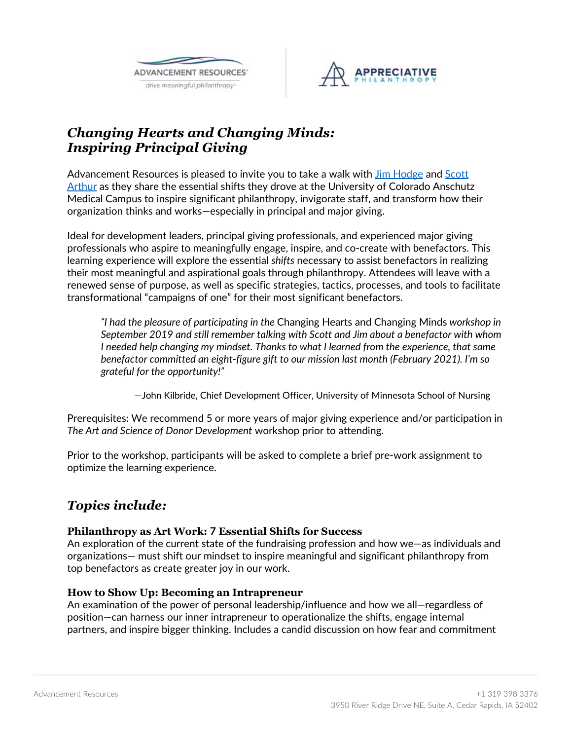# *Changing Hearts and Changing Minds: Inspiring Principal Giving*

Advancement Resources is pleased to invite you to take a walk with [Jim Hodge]() and [Scott Arthur]() as they share the essential shifts they drove at the University of Colorado Anschutz Medical Campus to inspire significant philanthropy, invigorate staff, and transform how their organization thinks and works—especially in principal and major giving.

Ideal for development leaders, principal giving professionals, and experienced major giving professionals who aspire to meaningfully engage, inspire, and co-create with benefactors. This learning experience will explore the essential *shifts* necessary to assist benefactors in realizing their most meaningful and aspirational goals through philanthropy. Attendees will leave with a renewed sense of purpose, as well as specific strategies, tactics, processes, and tools to facilitate transformational "campaigns of one" for their most significant benefactors.

> *"I had the pleasure of participating in the* Changing Hearts and Changing Minds *workshop in September 2019 and still remember talking with Scott and Jim about a benefactor with whom I needed help changing my mindset. Thanks to what I learned from the experience, that same benefactor committed an eight-figure gift to our mission last month (February 2021). I'm so grateful for the opportunity!"*
>
> —John Kilbride, Chief Development Officer, University of Minnesota School of Nursing

Prerequisites: We recommend 5 or more years of major giving experience and/or participation in *The Art and Science of Donor Development* workshop prior to attending.

Prior to the workshop, participants will be asked to complete a brief pre-work assignment to optimize the learning experience.

## *Topics include:*

### Philanthropy as Art Work: 7 Essential Shifts for Success

An exploration of the current state of the fundraising profession and how we—as individuals and organizations— must shift our mindset to inspire meaningful and significant philanthropy from top benefactors as create greater joy in our work.

### How to Show Up: Becoming an Intrapreneur

An examination of the power of personal leadership/influence and how we all—regardless of position—can harness our inner intrapreneur to operationalize the shifts, engage internal partners, and inspire bigger thinking. Includes a candid discussion on how fear and commitment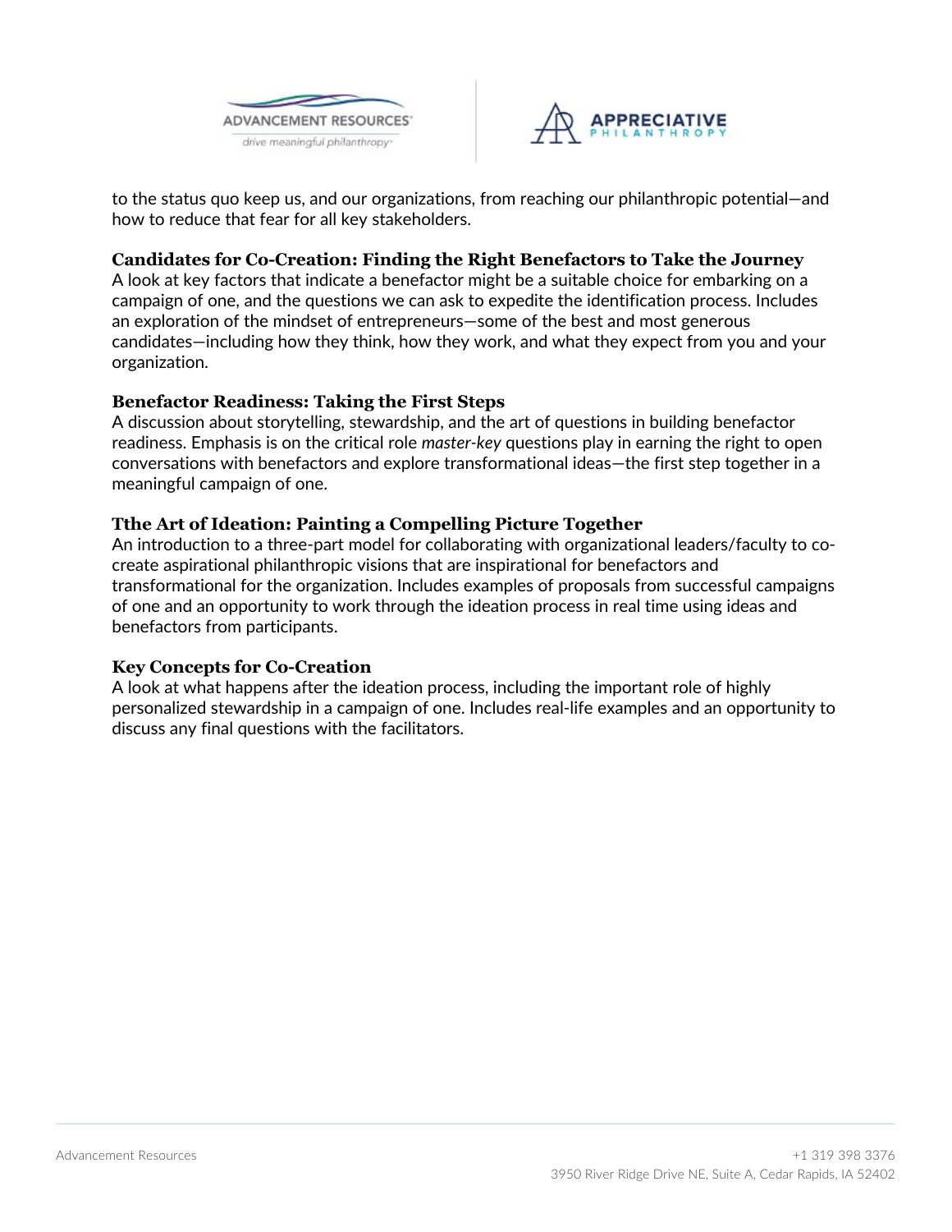to the status quo keep us, and our organizations, from reaching our philanthropic potential—and how to reduce that fear for all key stakeholders.

**Candidates for Co-Creation: Finding the Right Benefactors to Take the Journey**
A look at key factors that indicate a benefactor might be a suitable choice for embarking on a campaign of one, and the questions we can ask to expedite the identification process. Includes an exploration of the mindset of entrepreneurs—some of the best and most generous candidates—including how they think, how they work, and what they expect from you and your organization.

**Benefactor Readiness: Taking the First Steps**
A discussion about storytelling, stewardship, and the art of questions in building benefactor readiness. Emphasis is on the critical role *master-key* questions play in earning the right to open conversations with benefactors and explore transformational ideas—the first step together in a meaningful campaign of one.

**Tthe Art of Ideation: Painting a Compelling Picture Together**
An introduction to a three-part model for collaborating with organizational leaders/faculty to co-create aspirational philanthropic visions that are inspirational for benefactors and transformational for the organization. Includes examples of proposals from successful campaigns of one and an opportunity to work through the ideation process in real time using ideas and benefactors from participants.

**Key Concepts for Co-Creation**
A look at what happens after the ideation process, including the important role of highly personalized stewardship in a campaign of one. Includes real-life examples and an opportunity to discuss any final questions with the facilitators.